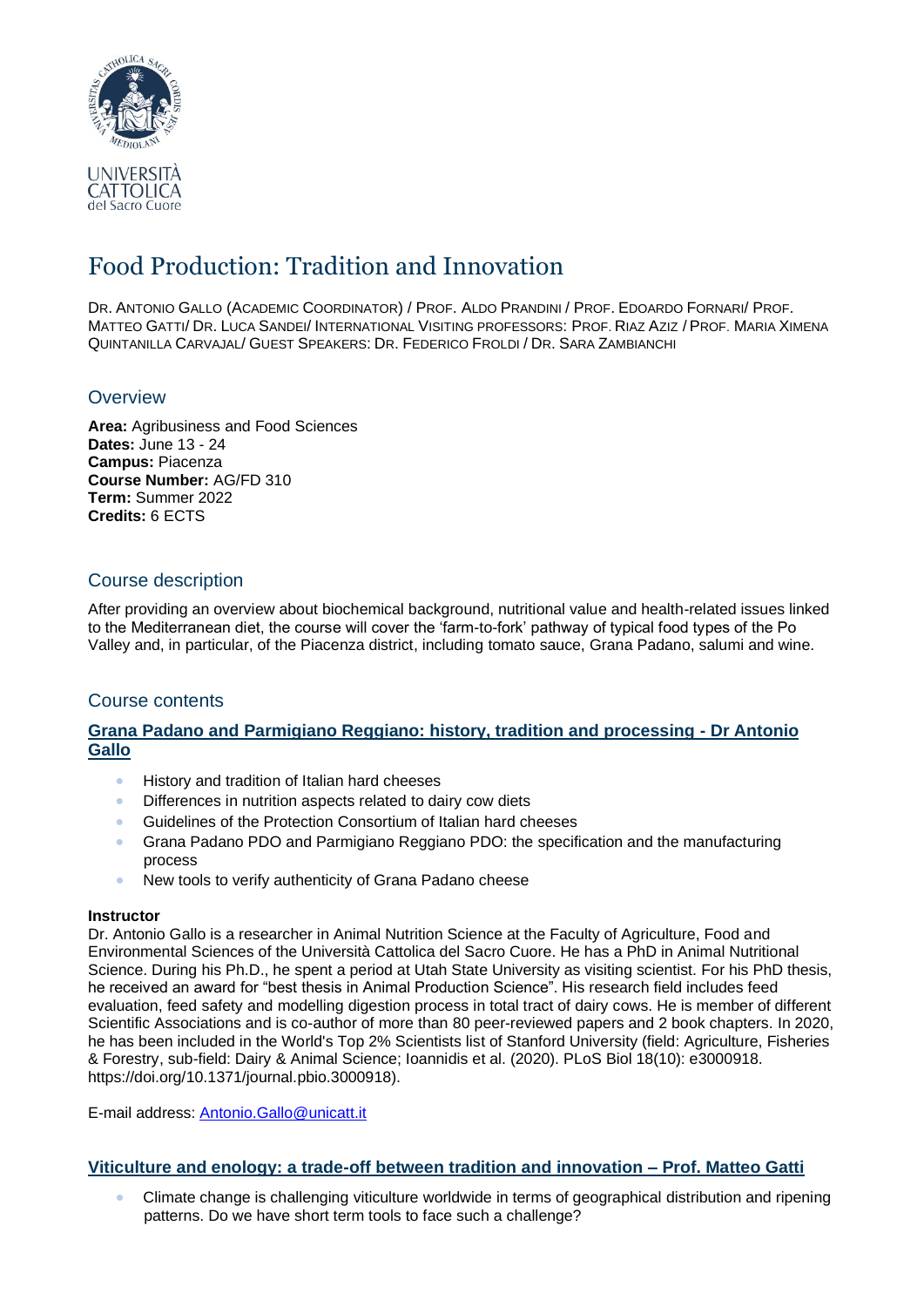UNIVERSITÀ CATTOLICA del Sacro Cuore

# Food Production: Tradition and Innovation

DR. ANTONIO GALLO (ACADEMIC COORDINATOR) / PROF. ALDO PRANDINI / PROF. EDOARDO FORNARI/ PROF. MATTEO GATTI/ DR. LUCA SANDEI/ INTERNATIONAL VISITING PROFESSORS: PROF. RIAZ AZIZ / PROF. MARIA XIMENA QUINTANILLA CARVAJAL/ GUEST SPEAKERS: DR. FEDERICO FROLDI / DR. SARA ZAMBIANCHI

## Overview

**Area:** Agribusiness and Food Sciences
**Dates:** June 13 - 24
**Campus:** Piacenza
**Course Number:** AG/FD 310
**Term:** Summer 2022
**Credits:** 6 ECTS

## Course description

After providing an overview about biochemical background, nutritional value and health-related issues linked to the Mediterranean diet, the course will cover the 'farm-to-fork' pathway of typical food types of the Po Valley and, in particular, of the Piacenza district, including tomato sauce, Grana Padano, salumi and wine.

## Course contents

### Grana Padano and Parmigiano Reggiano: history, tradition and processing - Dr Antonio Gallo

- History and tradition of Italian hard cheeses
- Differences in nutrition aspects related to dairy cow diets
- Guidelines of the Protection Consortium of Italian hard cheeses
- Grana Padano PDO and Parmigiano Reggiano PDO: the specification and the manufacturing process
- New tools to verify authenticity of Grana Padano cheese

**Instructor**

Dr. Antonio Gallo is a researcher in Animal Nutrition Science at the Faculty of Agriculture, Food and Environmental Sciences of the Università Cattolica del Sacro Cuore. He has a PhD in Animal Nutritional Science. During his Ph.D., he spent a period at Utah State University as visiting scientist. For his PhD thesis, he received an award for "best thesis in Animal Production Science". His research field includes feed evaluation, feed safety and modelling digestion process in total tract of dairy cows. He is member of different Scientific Associations and is co-author of more than 80 peer-reviewed papers and 2 book chapters. In 2020, he has been included in the World's Top 2% Scientists list of Stanford University (field: Agriculture, Fisheries & Forestry, sub-field: Dairy & Animal Science; Ioannidis et al. (2020). PLoS Biol 18(10): e3000918. https://doi.org/10.1371/journal.pbio.3000918).

E-mail address: Antonio.Gallo@unicatt.it

### Viticulture and enology: a trade-off between tradition and innovation – Prof. Matteo Gatti

- Climate change is challenging viticulture worldwide in terms of geographical distribution and ripening patterns. Do we have short term tools to face such a challenge?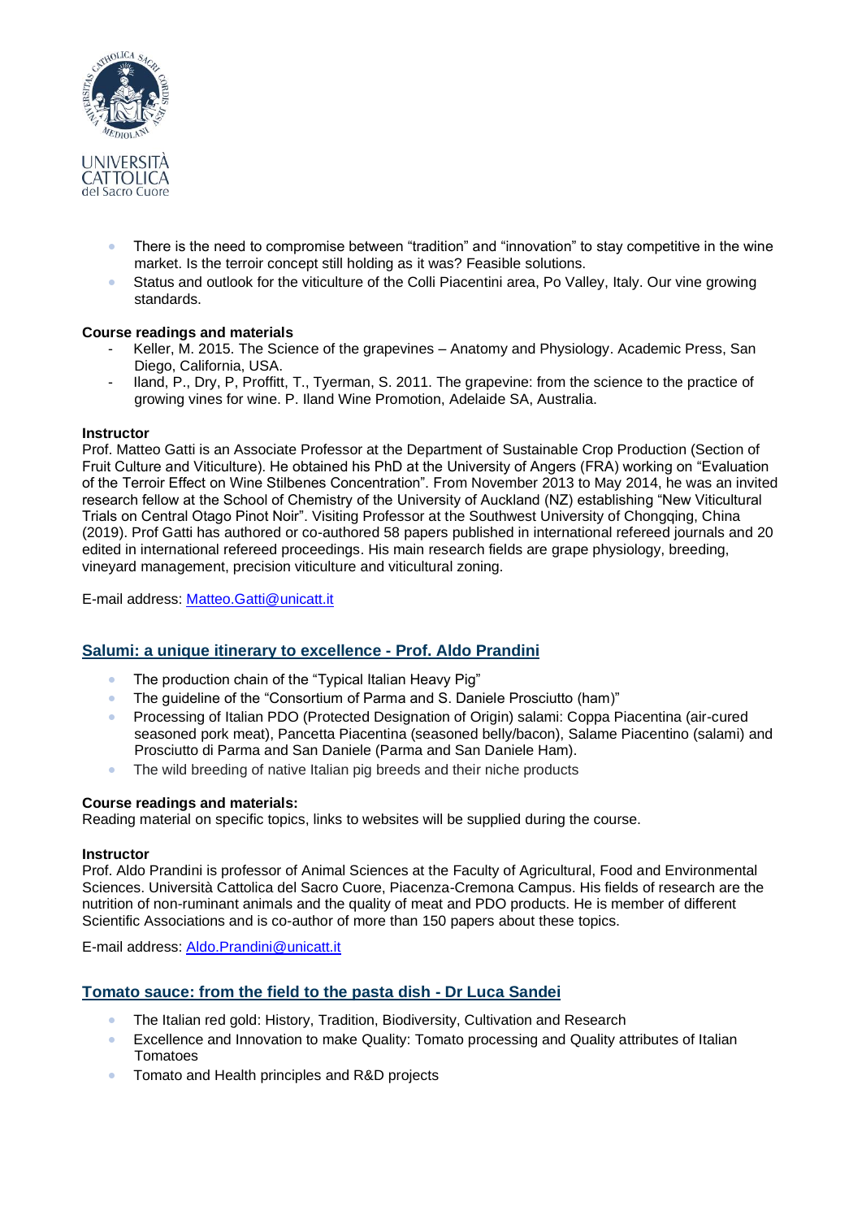- There is the need to compromise between "tradition" and "innovation" to stay competitive in the wine market. Is the terroir concept still holding as it was? Feasible solutions.
- Status and outlook for the viticulture of the Colli Piacentini area, Po Valley, Italy. Our vine growing standards.

**Course readings and materials**

- Keller, M. 2015. The Science of the grapevines – Anatomy and Physiology. Academic Press, San Diego, California, USA.
- Iland, P., Dry, P, Proffitt, T., Tyerman, S. 2011. The grapevine: from the science to the practice of growing vines for wine. P. Iland Wine Promotion, Adelaide SA, Australia.

**Instructor**

Prof. Matteo Gatti is an Associate Professor at the Department of Sustainable Crop Production (Section of Fruit Culture and Viticulture). He obtained his PhD at the University of Angers (FRA) working on "Evaluation of the Terroir Effect on Wine Stilbenes Concentration". From November 2013 to May 2014, he was an invited research fellow at the School of Chemistry of the University of Auckland (NZ) establishing "New Viticultural Trials on Central Otago Pinot Noir". Visiting Professor at the Southwest University of Chongqing, China (2019). Prof Gatti has authored or co-authored 58 papers published in international refereed journals and 20 edited in international refereed proceedings. His main research fields are grape physiology, breeding, vineyard management, precision viticulture and viticultural zoning.

E-mail address: Matteo.Gatti@unicatt.it

## Salumi: a unique itinerary to excellence - Prof. Aldo Prandini

- The production chain of the "Typical Italian Heavy Pig"
- The guideline of the "Consortium of Parma and S. Daniele Prosciutto (ham)"
- Processing of Italian PDO (Protected Designation of Origin) salami: Coppa Piacentina (air-cured seasoned pork meat), Pancetta Piacentina (seasoned belly/bacon), Salame Piacentino (salami) and Prosciutto di Parma and San Daniele (Parma and San Daniele Ham).
- The wild breeding of native Italian pig breeds and their niche products

**Course readings and materials:**

Reading material on specific topics, links to websites will be supplied during the course.

**Instructor**

Prof. Aldo Prandini is professor of Animal Sciences at the Faculty of Agricultural, Food and Environmental Sciences. Università Cattolica del Sacro Cuore, Piacenza-Cremona Campus. His fields of research are the nutrition of non-ruminant animals and the quality of meat and PDO products. He is member of different Scientific Associations and is co-author of more than 150 papers about these topics.

E-mail address: Aldo.Prandini@unicatt.it

## Tomato sauce: from the field to the pasta dish - Dr Luca Sandei

- The Italian red gold: History, Tradition, Biodiversity, Cultivation and Research
- Excellence and Innovation to make Quality: Tomato processing and Quality attributes of Italian Tomatoes
- Tomato and Health principles and R&D projects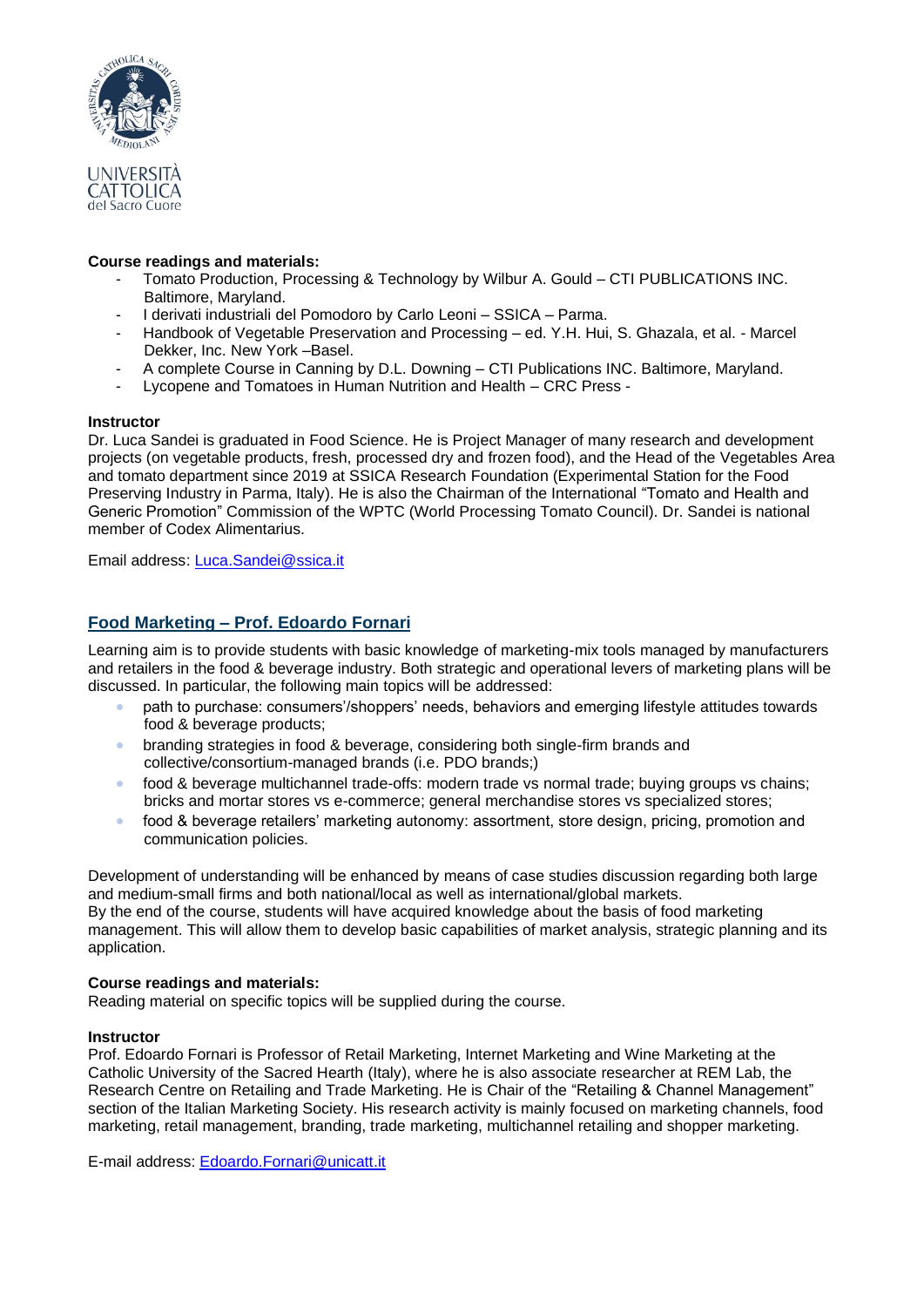**Course readings and materials:**

- Tomato Production, Processing & Technology by Wilbur A. Gould – CTI PUBLICATIONS INC. Baltimore, Maryland.
- I derivati industriali del Pomodoro by Carlo Leoni – SSICA – Parma.
- Handbook of Vegetable Preservation and Processing – ed. Y.H. Hui, S. Ghazala, et al. - Marcel Dekker, Inc. New York –Basel.
- A complete Course in Canning by D.L. Downing – CTI Publications INC. Baltimore, Maryland.
- Lycopene and Tomatoes in Human Nutrition and Health – CRC Press -

**Instructor**

Dr. Luca Sandei is graduated in Food Science. He is Project Manager of many research and development projects (on vegetable products, fresh, processed dry and frozen food), and the Head of the Vegetables Area and tomato department since 2019 at SSICA Research Foundation (Experimental Station for the Food Preserving Industry in Parma, Italy). He is also the Chairman of the International "Tomato and Health and Generic Promotion" Commission of the WPTC (World Processing Tomato Council). Dr. Sandei is national member of Codex Alimentarius.

Email address: Luca.Sandei@ssica.it

## Food Marketing – Prof. Edoardo Fornari

Learning aim is to provide students with basic knowledge of marketing-mix tools managed by manufacturers and retailers in the food & beverage industry. Both strategic and operational levers of marketing plans will be discussed. In particular, the following main topics will be addressed:

- path to purchase: consumers'/shoppers' needs, behaviors and emerging lifestyle attitudes towards food & beverage products;
- branding strategies in food & beverage, considering both single-firm brands and collective/consortium-managed brands (i.e. PDO brands;)
- food & beverage multichannel trade-offs: modern trade vs normal trade; buying groups vs chains; bricks and mortar stores vs e-commerce; general merchandise stores vs specialized stores;
- food & beverage retailers' marketing autonomy: assortment, store design, pricing, promotion and communication policies.

Development of understanding will be enhanced by means of case studies discussion regarding both large and medium-small firms and both national/local as well as international/global markets.
By the end of the course, students will have acquired knowledge about the basis of food marketing management. This will allow them to develop basic capabilities of market analysis, strategic planning and its application.

**Course readings and materials:**

Reading material on specific topics will be supplied during the course.

**Instructor**

Prof. Edoardo Fornari is Professor of Retail Marketing, Internet Marketing and Wine Marketing at the Catholic University of the Sacred Hearth (Italy), where he is also associate researcher at REM Lab, the Research Centre on Retailing and Trade Marketing. He is Chair of the "Retailing & Channel Management" section of the Italian Marketing Society. His research activity is mainly focused on marketing channels, food marketing, retail management, branding, trade marketing, multichannel retailing and shopper marketing.

E-mail address: Edoardo.Fornari@unicatt.it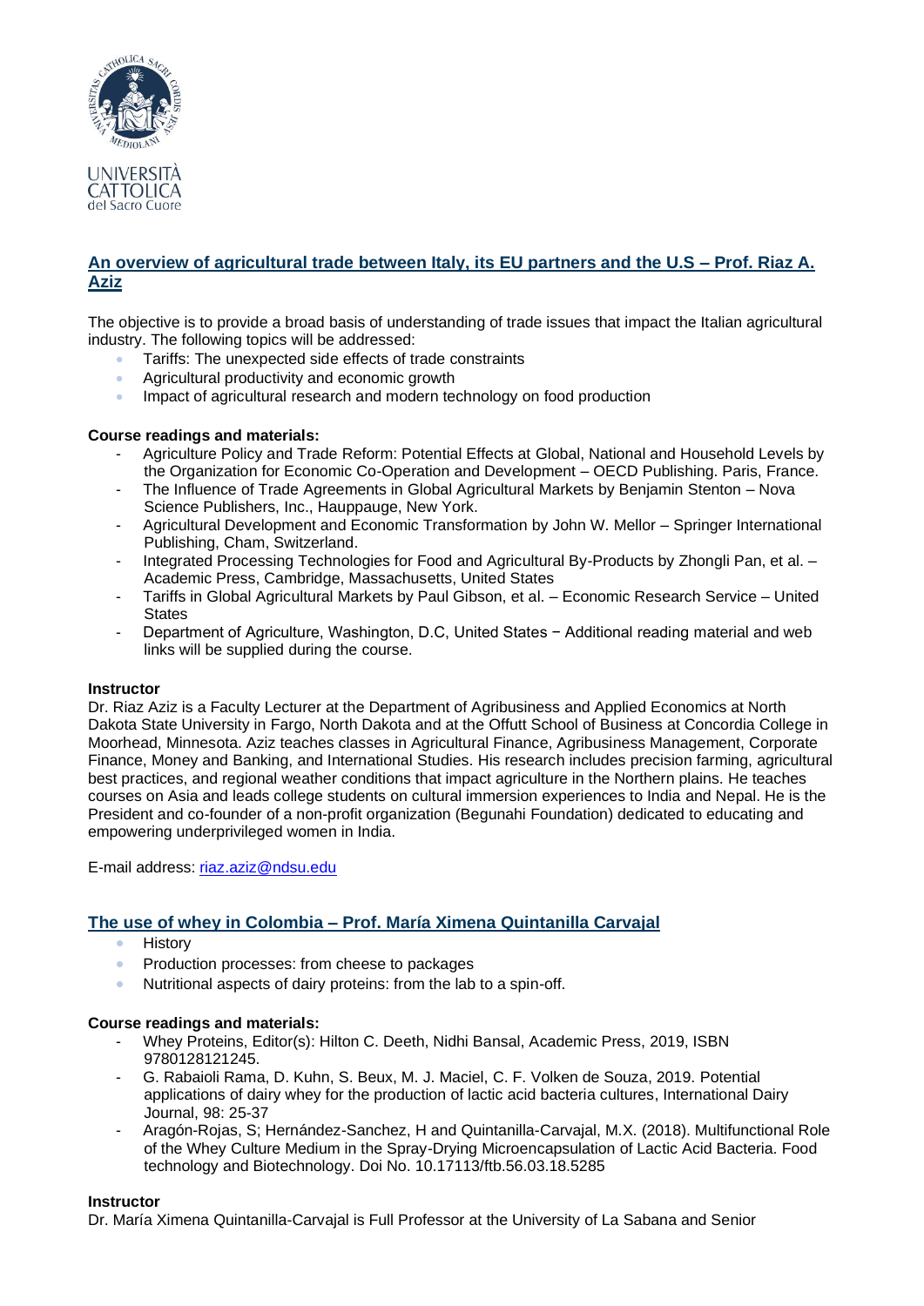## An overview of agricultural trade between Italy, its EU partners and the U.S – Prof. Riaz A. Aziz

The objective is to provide a broad basis of understanding of trade issues that impact the Italian agricultural industry. The following topics will be addressed:

- Tariffs: The unexpected side effects of trade constraints
- Agricultural productivity and economic growth
- Impact of agricultural research and modern technology on food production

**Course readings and materials:**

- Agriculture Policy and Trade Reform: Potential Effects at Global, National and Household Levels by the Organization for Economic Co-Operation and Development – OECD Publishing. Paris, France.
- The Influence of Trade Agreements in Global Agricultural Markets by Benjamin Stenton – Nova Science Publishers, Inc., Hauppauge, New York.
- Agricultural Development and Economic Transformation by John W. Mellor – Springer International Publishing, Cham, Switzerland.
- Integrated Processing Technologies for Food and Agricultural By-Products by Zhongli Pan, et al. – Academic Press, Cambridge, Massachusetts, United States
- Tariffs in Global Agricultural Markets by Paul Gibson, et al. – Economic Research Service – United States
- Department of Agriculture, Washington, D.C, United States − Additional reading material and web links will be supplied during the course.

**Instructor**

Dr. Riaz Aziz is a Faculty Lecturer at the Department of Agribusiness and Applied Economics at North Dakota State University in Fargo, North Dakota and at the Offutt School of Business at Concordia College in Moorhead, Minnesota. Aziz teaches classes in Agricultural Finance, Agribusiness Management, Corporate Finance, Money and Banking, and International Studies. His research includes precision farming, agricultural best practices, and regional weather conditions that impact agriculture in the Northern plains. He teaches courses on Asia and leads college students on cultural immersion experiences to India and Nepal. He is the President and co-founder of a non-profit organization (Begunahi Foundation) dedicated to educating and empowering underprivileged women in India.

E-mail address: riaz.aziz@ndsu.edu

## The use of whey in Colombia – Prof. María Ximena Quintanilla Carvajal

- History
- Production processes: from cheese to packages
- Nutritional aspects of dairy proteins: from the lab to a spin-off.

**Course readings and materials:**

- Whey Proteins, Editor(s): Hilton C. Deeth, Nidhi Bansal, Academic Press, 2019, ISBN 9780128121245.
- G. Rabaioli Rama, D. Kuhn, S. Beux, M. J. Maciel, C. F. Volken de Souza, 2019. Potential applications of dairy whey for the production of lactic acid bacteria cultures, International Dairy Journal, 98: 25-37
- Aragón-Rojas, S; Hernández-Sanchez, H and Quintanilla-Carvajal, M.X. (2018). Multifunctional Role of the Whey Culture Medium in the Spray-Drying Microencapsulation of Lactic Acid Bacteria. Food technology and Biotechnology. Doi No. 10.17113/ftb.56.03.18.5285

**Instructor**

Dr. María Ximena Quintanilla-Carvajal is Full Professor at the University of La Sabana and Senior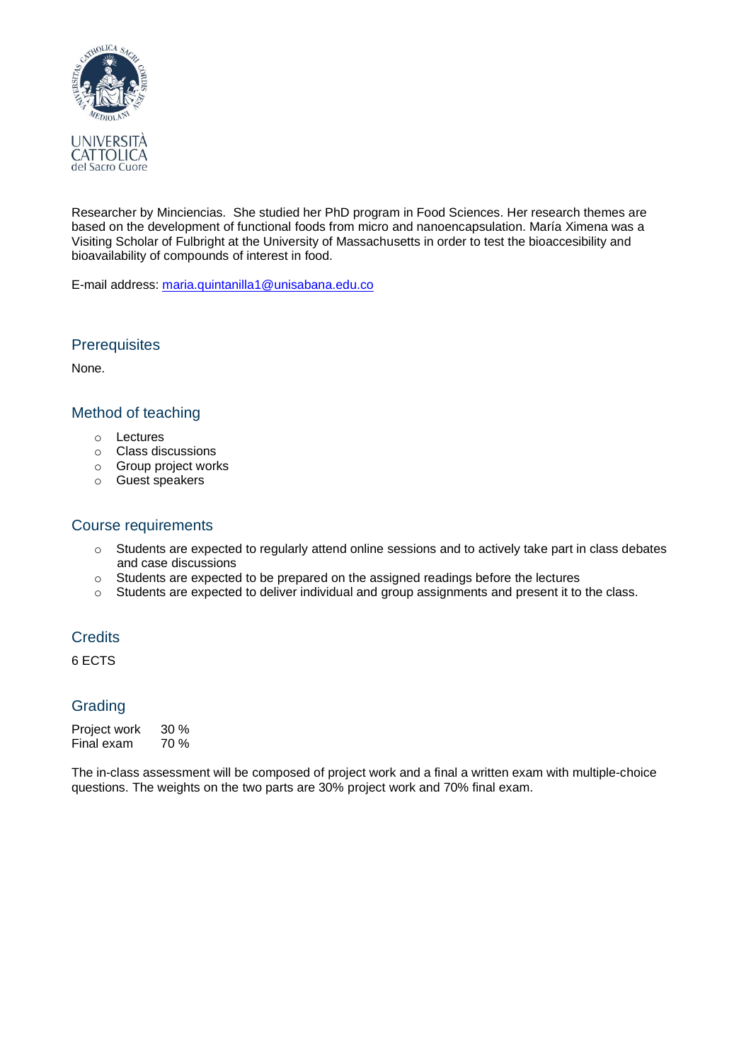Researcher by Minciencias. She studied her PhD program in Food Sciences. Her research themes are based on the development of functional foods from micro and nanoencapsulation. María Ximena was a Visiting Scholar of Fulbright at the University of Massachusetts in order to test the bioaccesibility and bioavailability of compounds of interest in food.

E-mail address: maria.quintanilla1@unisabana.edu.co

## Prerequisites

None.

## Method of teaching

- Lectures
- Class discussions
- Group project works
- Guest speakers

## Course requirements

- Students are expected to regularly attend online sessions and to actively take part in class debates and case discussions
- Students are expected to be prepared on the assigned readings before the lectures
- Students are expected to deliver individual and group assignments and present it to the class.

## Credits

6 ECTS

## Grading

| Project work | 30 % |
|---|---|
| Final exam | 70 % |

The in-class assessment will be composed of project work and a final a written exam with multiple-choice questions. The weights on the two parts are 30% project work and 70% final exam.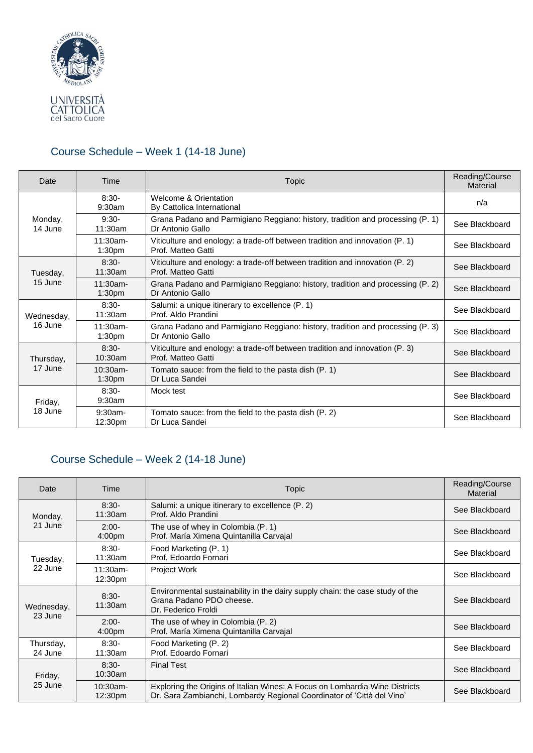UNIVERSITÀ CATTOLICA del Sacro Cuore

## Course Schedule – Week 1 (14-18 June)

| Date | Time | Topic | Reading/Course Material |
|---|---|---|---|
| Monday, 14 June | 8:30-9:30am | Welcome & Orientation<br>By Cattolica International | n/a |
| | 9:30-11:30am | Grana Padano and Parmigiano Reggiano: history, tradition and processing (P. 1)<br>Dr Antonio Gallo | See Blackboard |
| | 11:30am-1:30pm | Viticulture and enology: a trade-off between tradition and innovation (P. 1)<br>Prof. Matteo Gatti | See Blackboard |
| Tuesday, 15 June | 8:30-11:30am | Viticulture and enology: a trade-off between tradition and innovation (P. 2)<br>Prof. Matteo Gatti | See Blackboard |
| | 11:30am-1:30pm | Grana Padano and Parmigiano Reggiano: history, tradition and processing (P. 2)<br>Dr Antonio Gallo | See Blackboard |
| Wednesday, 16 June | 8:30-11:30am | Salumi: a unique itinerary to excellence (P. 1)<br>Prof. Aldo Prandini | See Blackboard |
| | 11:30am-1:30pm | Grana Padano and Parmigiano Reggiano: history, tradition and processing (P. 3)<br>Dr Antonio Gallo | See Blackboard |
| Thursday, 17 June | 8:30-10:30am | Viticulture and enology: a trade-off between tradition and innovation (P. 3)<br>Prof. Matteo Gatti | See Blackboard |
| | 10:30am-1:30pm | Tomato sauce: from the field to the pasta dish (P. 1)<br>Dr Luca Sandei | See Blackboard |
| Friday, 18 June | 8:30-9:30am | Mock test | See Blackboard |
| | 9:30am-12:30pm | Tomato sauce: from the field to the pasta dish (P. 2)<br>Dr Luca Sandei | See Blackboard |

## Course Schedule – Week 2 (14-18 June)

| Date | Time | Topic | Reading/Course Material |
|---|---|---|---|
| Monday, 21 June | 8:30-11:30am | Salumi: a unique itinerary to excellence (P. 2)<br>Prof. Aldo Prandini | See Blackboard |
| | 2:00-4:00pm | The use of whey in Colombia (P. 1)<br>Prof. María Ximena Quintanilla Carvajal | See Blackboard |
| Tuesday, 22 June | 8:30-11:30am | Food Marketing (P. 1)<br>Prof. Edoardo Fornari | See Blackboard |
| | 11:30am-12:30pm | Project Work | See Blackboard |
| Wednesday, 23 June | 8:30-11:30am | Environmental sustainability in the dairy supply chain: the case study of the Grana Padano PDO cheese.<br>Dr. Federico Froldi | See Blackboard |
| | 2:00-4:00pm | The use of whey in Colombia (P. 2)<br>Prof. María Ximena Quintanilla Carvajal | See Blackboard |
| Thursday, 24 June | 8:30-11:30am | Food Marketing (P. 2)<br>Prof. Edoardo Fornari | See Blackboard |
| Friday, 25 June | 8:30-10:30am | Final Test | See Blackboard |
| | 10:30am-12:30pm | Exploring the Origins of Italian Wines: A Focus on Lombardia Wine Districts<br>Dr. Sara Zambianchi, Lombardy Regional Coordinator of 'Città del Vino' | See Blackboard |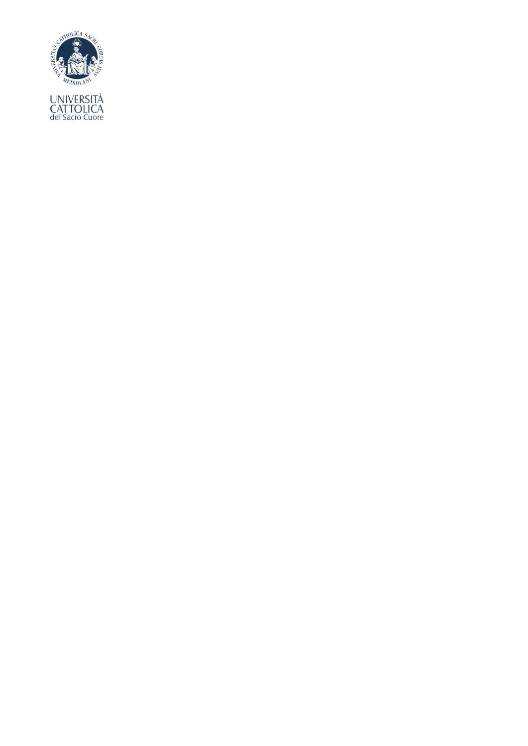UNIVERSITÀ
CATTOLICA
del Sacro Cuore